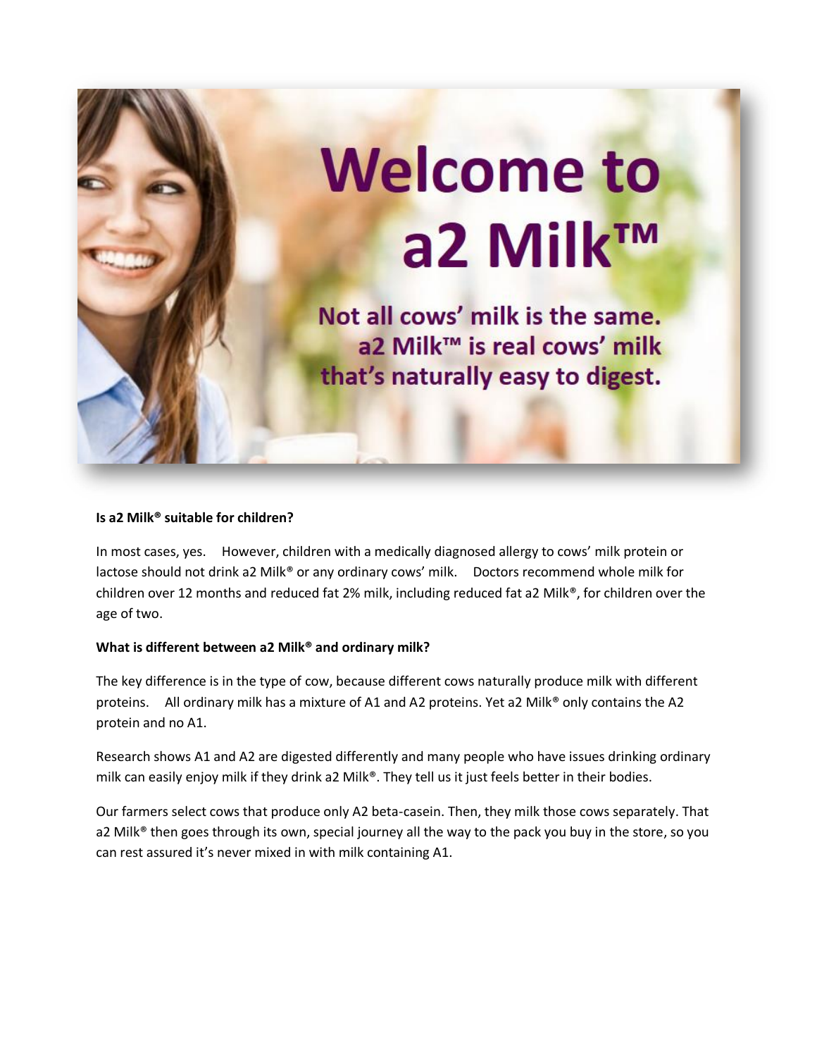# Welcome to a2 Milk™

Not all cows' milk is the same. a2 Milk™ is real cows' milk that's naturally easy to digest.

**Is a2 Milk® suitable for children?**

In most cases, yes. However, children with a medically diagnosed allergy to cows' milk protein or lactose should not drink a2 Milk® or any ordinary cows' milk. Doctors recommend whole milk for children over 12 months and reduced fat 2% milk, including reduced fat a2 Milk®, for children over the age of two.

**What is different between a2 Milk® and ordinary milk?**

The key difference is in the type of cow, because different cows naturally produce milk with different proteins. All ordinary milk has a mixture of A1 and A2 proteins. Yet a2 Milk® only contains the A2 protein and no A1.

Research shows A1 and A2 are digested differently and many people who have issues drinking ordinary milk can easily enjoy milk if they drink a2 Milk®. They tell us it just feels better in their bodies.

Our farmers select cows that produce only A2 beta-casein. Then, they milk those cows separately. That a2 Milk® then goes through its own, special journey all the way to the pack you buy in the store, so you can rest assured it's never mixed in with milk containing A1.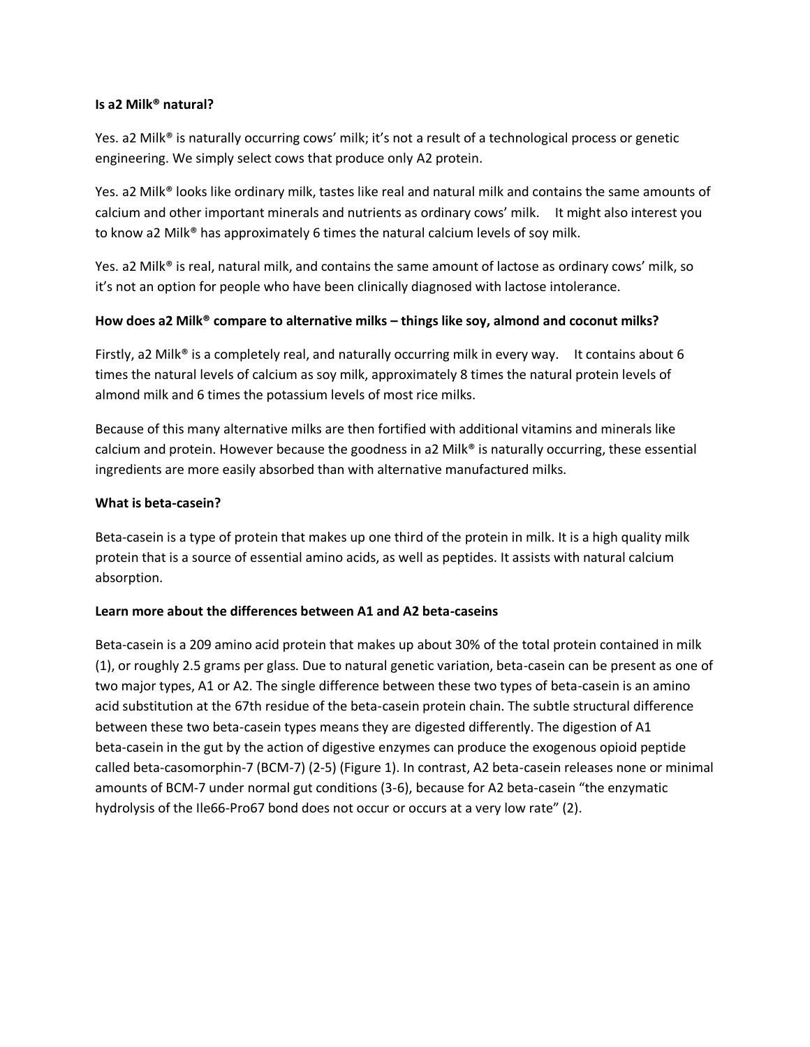**Is a2 Milk® natural?**

Yes. a2 Milk® is naturally occurring cows' milk; it's not a result of a technological process or genetic engineering. We simply select cows that produce only A2 protein.

Yes. a2 Milk® looks like ordinary milk, tastes like real and natural milk and contains the same amounts of calcium and other important minerals and nutrients as ordinary cows' milk. It might also interest you to know a2 Milk® has approximately 6 times the natural calcium levels of soy milk.

Yes. a2 Milk® is real, natural milk, and contains the same amount of lactose as ordinary cows' milk, so it's not an option for people who have been clinically diagnosed with lactose intolerance.

**How does a2 Milk® compare to alternative milks – things like soy, almond and coconut milks?**

Firstly, a2 Milk® is a completely real, and naturally occurring milk in every way. It contains about 6 times the natural levels of calcium as soy milk, approximately 8 times the natural protein levels of almond milk and 6 times the potassium levels of most rice milks.

Because of this many alternative milks are then fortified with additional vitamins and minerals like calcium and protein. However because the goodness in a2 Milk® is naturally occurring, these essential ingredients are more easily absorbed than with alternative manufactured milks.

**What is beta-casein?**

Beta-casein is a type of protein that makes up one third of the protein in milk. It is a high quality milk protein that is a source of essential amino acids, as well as peptides. It assists with natural calcium absorption.

**Learn more about the differences between A1 and A2 beta-caseins**

Beta-casein is a 209 amino acid protein that makes up about 30% of the total protein contained in milk (1), or roughly 2.5 grams per glass. Due to natural genetic variation, beta-casein can be present as one of two major types, A1 or A2. The single difference between these two types of beta-casein is an amino acid substitution at the 67th residue of the beta-casein protein chain. The subtle structural difference between these two beta-casein types means they are digested differently. The digestion of A1 beta-casein in the gut by the action of digestive enzymes can produce the exogenous opioid peptide called beta-casomorphin-7 (BCM-7) (2-5) (Figure 1). In contrast, A2 beta-casein releases none or minimal amounts of BCM-7 under normal gut conditions (3-6), because for A2 beta-casein "the enzymatic hydrolysis of the Ile66-Pro67 bond does not occur or occurs at a very low rate" (2).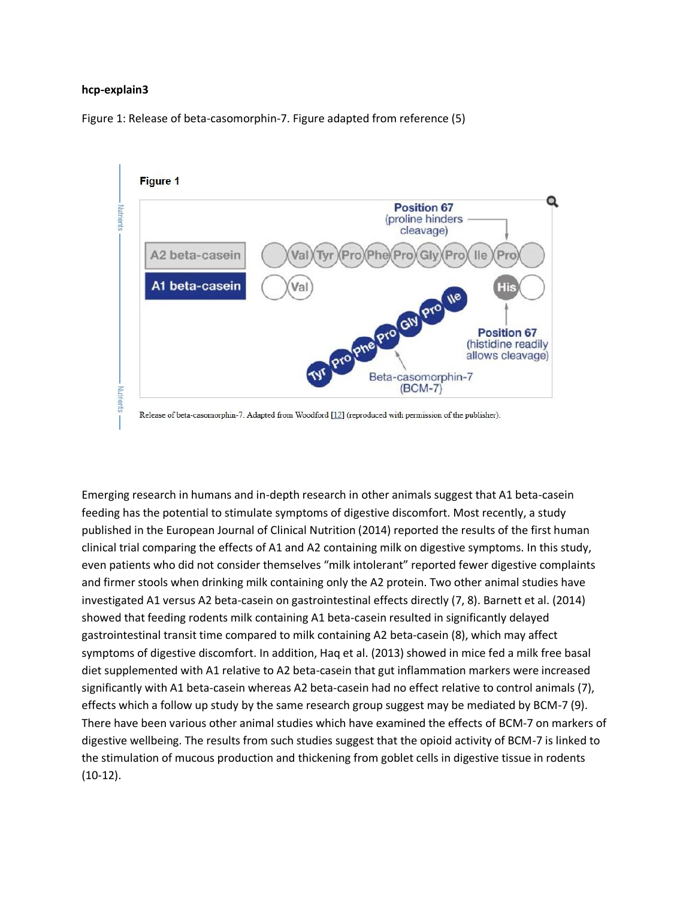**hcp-explain3**

Figure 1: Release of beta-casomorphin-7. Figure adapted from reference (5)

**Figure 1**

Release of beta-casomorphin-7. Adapted from Woodford [12] (reproduced with permission of the publisher).

Emerging research in humans and in-depth research in other animals suggest that A1 beta-casein feeding has the potential to stimulate symptoms of digestive discomfort. Most recently, a study published in the European Journal of Clinical Nutrition (2014) reported the results of the first human clinical trial comparing the effects of A1 and A2 containing milk on digestive symptoms. In this study, even patients who did not consider themselves "milk intolerant" reported fewer digestive complaints and firmer stools when drinking milk containing only the A2 protein. Two other animal studies have investigated A1 versus A2 beta-casein on gastrointestinal effects directly (7, 8). Barnett et al. (2014) showed that feeding rodents milk containing A1 beta-casein resulted in significantly delayed gastrointestinal transit time compared to milk containing A2 beta-casein (8), which may affect symptoms of digestive discomfort. In addition, Haq et al. (2013) showed in mice fed a milk free basal diet supplemented with A1 relative to A2 beta-casein that gut inflammation markers were increased significantly with A1 beta-casein whereas A2 beta-casein had no effect relative to control animals (7), effects which a follow up study by the same research group suggest may be mediated by BCM-7 (9). There have been various other animal studies which have examined the effects of BCM-7 on markers of digestive wellbeing. The results from such studies suggest that the opioid activity of BCM-7 is linked to the stimulation of mucous production and thickening from goblet cells in digestive tissue in rodents (10-12).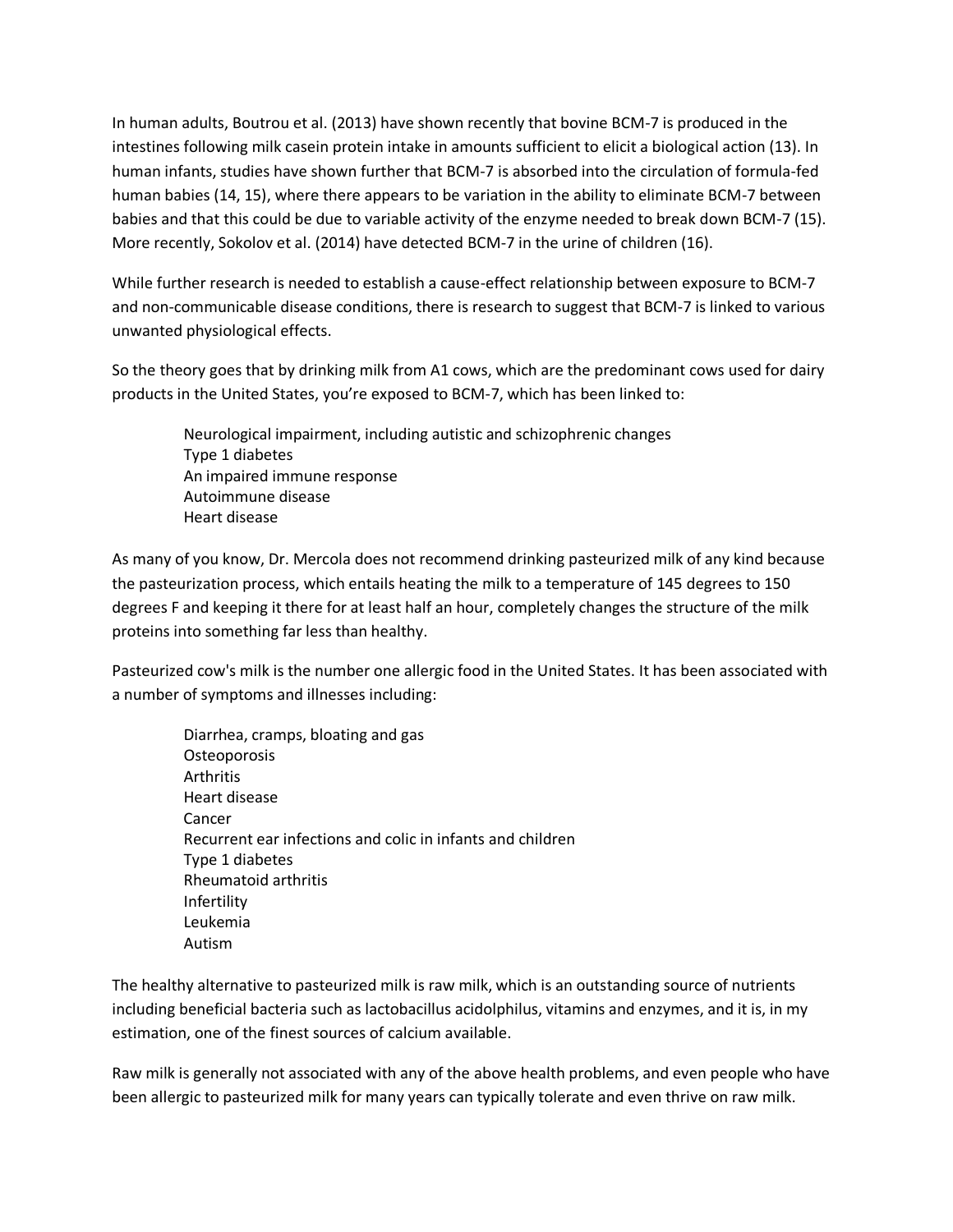In human adults, Boutrou et al. (2013) have shown recently that bovine BCM-7 is produced in the intestines following milk casein protein intake in amounts sufficient to elicit a biological action (13). In human infants, studies have shown further that BCM-7 is absorbed into the circulation of formula-fed human babies (14, 15), where there appears to be variation in the ability to eliminate BCM-7 between babies and that this could be due to variable activity of the enzyme needed to break down BCM-7 (15). More recently, Sokolov et al. (2014) have detected BCM-7 in the urine of children (16).

While further research is needed to establish a cause-effect relationship between exposure to BCM-7 and non-communicable disease conditions, there is research to suggest that BCM-7 is linked to various unwanted physiological effects.

So the theory goes that by drinking milk from A1 cows, which are the predominant cows used for dairy products in the United States, you're exposed to BCM-7, which has been linked to:

- Neurological impairment, including autistic and schizophrenic changes
- Type 1 diabetes
- An impaired immune response
- Autoimmune disease
- Heart disease

As many of you know, Dr. Mercola does not recommend drinking pasteurized milk of any kind because the pasteurization process, which entails heating the milk to a temperature of 145 degrees to 150 degrees F and keeping it there for at least half an hour, completely changes the structure of the milk proteins into something far less than healthy.

Pasteurized cow's milk is the number one allergic food in the United States. It has been associated with a number of symptoms and illnesses including:

- Diarrhea, cramps, bloating and gas
- Osteoporosis
- Arthritis
- Heart disease
- Cancer
- Recurrent ear infections and colic in infants and children
- Type 1 diabetes
- Rheumatoid arthritis
- Infertility
- Leukemia
- Autism

The healthy alternative to pasteurized milk is raw milk, which is an outstanding source of nutrients including beneficial bacteria such as lactobacillus acidolphilus, vitamins and enzymes, and it is, in my estimation, one of the finest sources of calcium available.

Raw milk is generally not associated with any of the above health problems, and even people who have been allergic to pasteurized milk for many years can typically tolerate and even thrive on raw milk.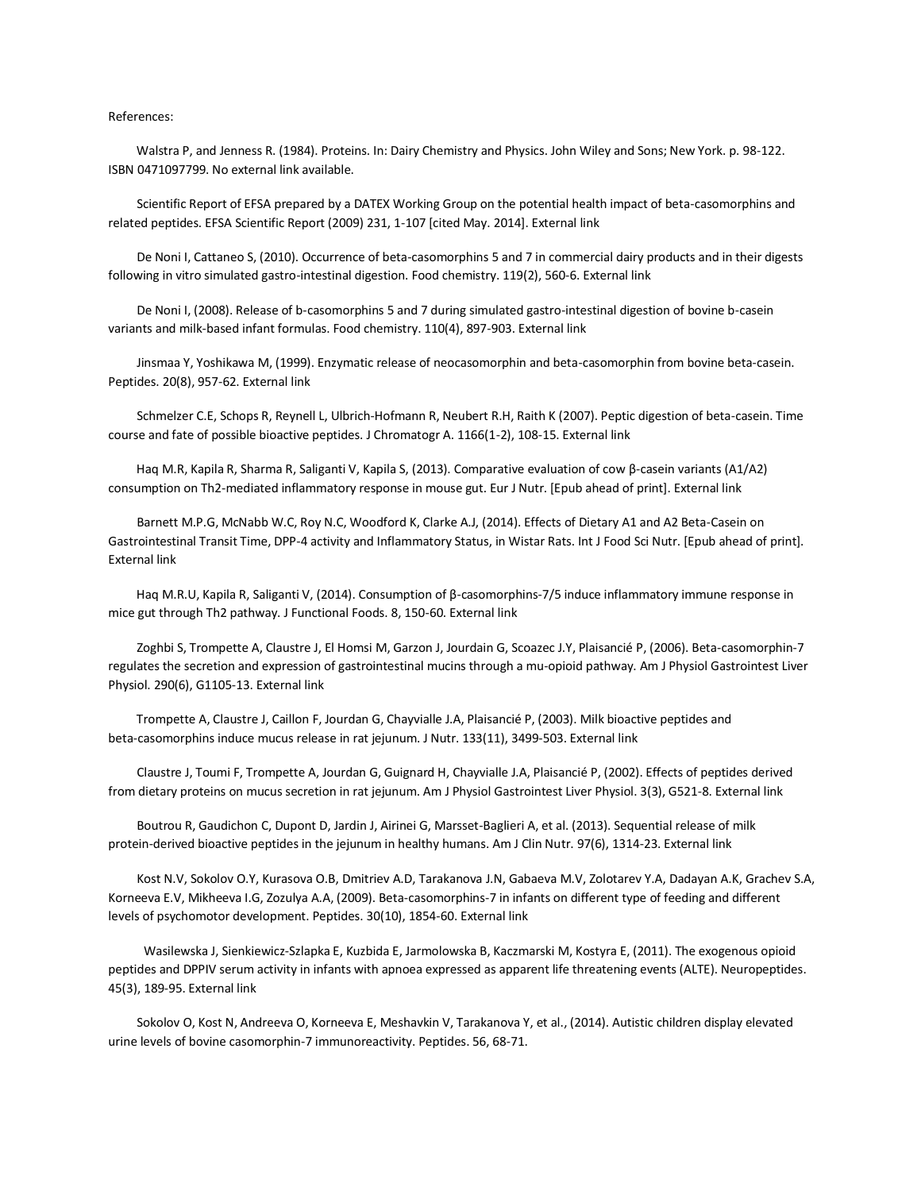References:

Walstra P, and Jenness R. (1984). Proteins. In: Dairy Chemistry and Physics. John Wiley and Sons; New York. p. 98-122. ISBN 0471097799. No external link available.

Scientific Report of EFSA prepared by a DATEX Working Group on the potential health impact of beta-casomorphins and related peptides. EFSA Scientific Report (2009) 231, 1-107 [cited May. 2014]. External link

De Noni I, Cattaneo S, (2010). Occurrence of beta-casomorphins 5 and 7 in commercial dairy products and in their digests following in vitro simulated gastro-intestinal digestion. Food chemistry. 119(2), 560-6. External link

De Noni I, (2008). Release of b-casomorphins 5 and 7 during simulated gastro-intestinal digestion of bovine b-casein variants and milk-based infant formulas. Food chemistry. 110(4), 897-903. External link

Jinsmaa Y, Yoshikawa M, (1999). Enzymatic release of neocasomorphin and beta-casomorphin from bovine beta-casein. Peptides. 20(8), 957-62. External link

Schmelzer C.E, Schops R, Reynell L, Ulbrich-Hofmann R, Neubert R.H, Raith K (2007). Peptic digestion of beta-casein. Time course and fate of possible bioactive peptides. J Chromatogr A. 1166(1-2), 108-15. External link

Haq M.R, Kapila R, Sharma R, Saliganti V, Kapila S, (2013). Comparative evaluation of cow β-casein variants (A1/A2) consumption on Th2-mediated inflammatory response in mouse gut. Eur J Nutr. [Epub ahead of print]. External link

Barnett M.P.G, McNabb W.C, Roy N.C, Woodford K, Clarke A.J, (2014). Effects of Dietary A1 and A2 Beta-Casein on Gastrointestinal Transit Time, DPP-4 activity and Inflammatory Status, in Wistar Rats. Int J Food Sci Nutr. [Epub ahead of print]. External link

Haq M.R.U, Kapila R, Saliganti V, (2014). Consumption of β-casomorphins-7/5 induce inflammatory immune response in mice gut through Th2 pathway. J Functional Foods. 8, 150-60. External link

Zoghbi S, Trompette A, Claustre J, El Homsi M, Garzon J, Jourdain G, Scoazec J.Y, Plaisancié P, (2006). Beta-casomorphin-7 regulates the secretion and expression of gastrointestinal mucins through a mu-opioid pathway. Am J Physiol Gastrointest Liver Physiol. 290(6), G1105-13. External link

Trompette A, Claustre J, Caillon F, Jourdan G, Chayvialle J.A, Plaisancié P, (2003). Milk bioactive peptides and beta-casomorphins induce mucus release in rat jejunum. J Nutr. 133(11), 3499-503. External link

Claustre J, Toumi F, Trompette A, Jourdan G, Guignard H, Chayvialle J.A, Plaisancié P, (2002). Effects of peptides derived from dietary proteins on mucus secretion in rat jejunum. Am J Physiol Gastrointest Liver Physiol. 3(3), G521-8. External link

Boutrou R, Gaudichon C, Dupont D, Jardin J, Airinei G, Marsset-Baglieri A, et al. (2013). Sequential release of milk protein-derived bioactive peptides in the jejunum in healthy humans. Am J Clin Nutr. 97(6), 1314-23. External link

Kost N.V, Sokolov O.Y, Kurasova O.B, Dmitriev A.D, Tarakanova J.N, Gabaeva M.V, Zolotarev Y.A, Dadayan A.K, Grachev S.A, Korneeva E.V, Mikheeva I.G, Zozulya A.A, (2009). Beta-casomorphins-7 in infants on different type of feeding and different levels of psychomotor development. Peptides. 30(10), 1854-60. External link

Wasilewska J, Sienkiewicz-Szlapka E, Kuzbida E, Jarmolowska B, Kaczmarski M, Kostyra E, (2011). The exogenous opioid peptides and DPPIV serum activity in infants with apnoea expressed as apparent life threatening events (ALTE). Neuropeptides. 45(3), 189-95. External link

Sokolov O, Kost N, Andreeva O, Korneeva E, Meshavkin V, Tarakanova Y, et al., (2014). Autistic children display elevated urine levels of bovine casomorphin-7 immunoreactivity. Peptides. 56, 68-71.